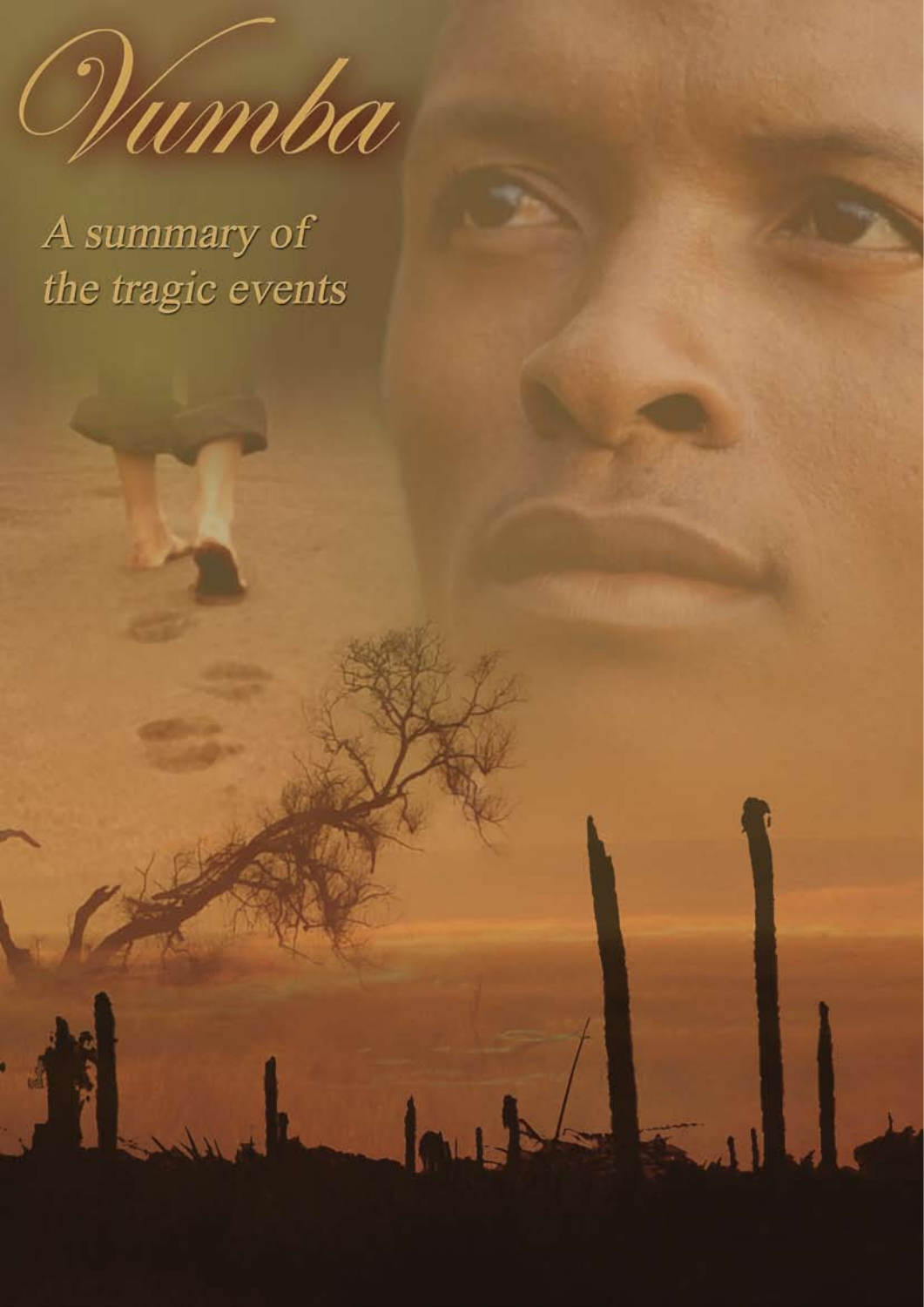# Vumba

## A summary of the tragic events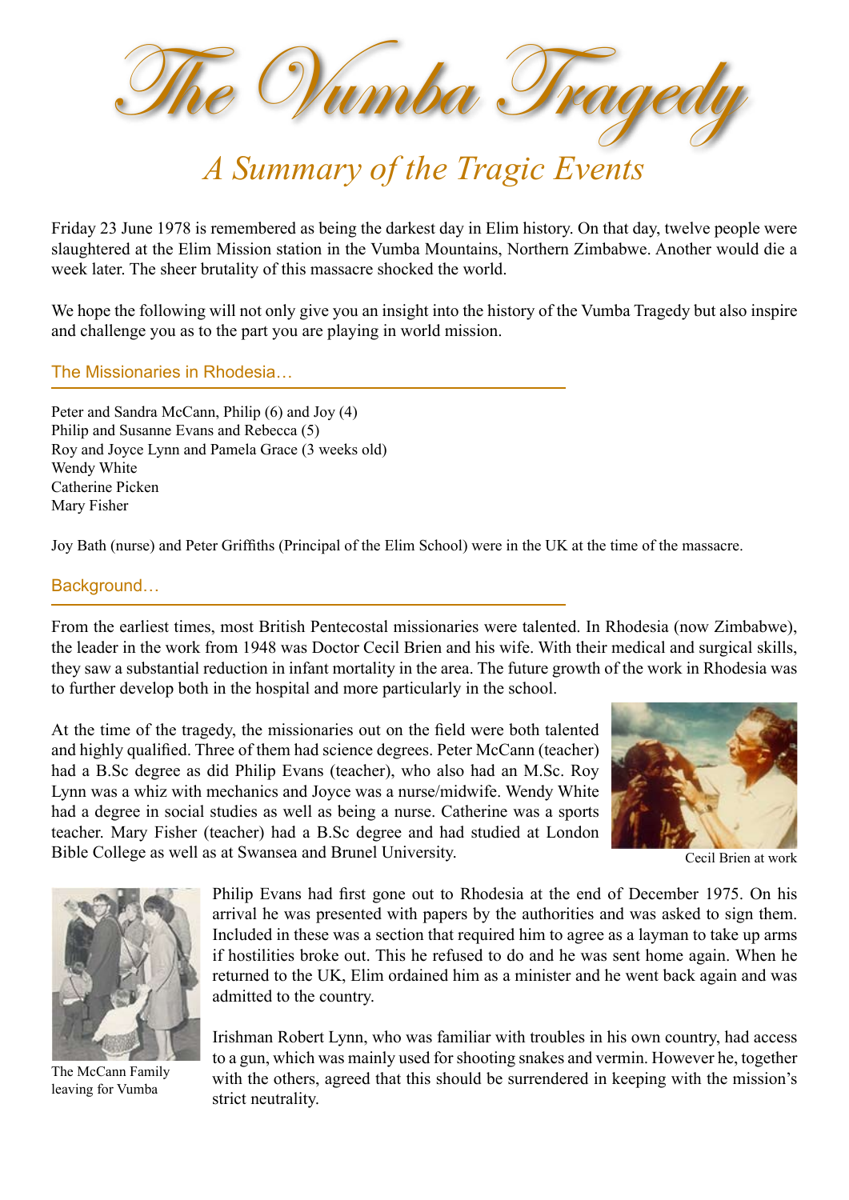# The Vumba Tragedy

## *A Summary of the Tragic Events*

Friday 23 June 1978 is remembered as being the darkest day in Elim history. On that day, twelve people were slaughtered at the Elim Mission station in the Vumba Mountains, Northern Zimbabwe. Another would die a week later. The sheer brutality of this massacre shocked the world.

We hope the following will not only give you an insight into the history of the Vumba Tragedy but also inspire and challenge you as to the part you are playing in world mission.

### The Missionaries in Rhodesia…

Peter and Sandra McCann, Philip (6) and Joy (4)
Philip and Susanne Evans and Rebecca (5)
Roy and Joyce Lynn and Pamela Grace (3 weeks old)
Wendy White
Catherine Picken
Mary Fisher

Joy Bath (nurse) and Peter Griffiths (Principal of the Elim School) were in the UK at the time of the massacre.

### Background…

From the earliest times, most British Pentecostal missionaries were talented. In Rhodesia (now Zimbabwe), the leader in the work from 1948 was Doctor Cecil Brien and his wife. With their medical and surgical skills, they saw a substantial reduction in infant mortality in the area. The future growth of the work in Rhodesia was to further develop both in the hospital and more particularly in the school.

At the time of the tragedy, the missionaries out on the field were both talented and highly qualified. Three of them had science degrees. Peter McCann (teacher) had a B.Sc degree as did Philip Evans (teacher), who also had an M.Sc. Roy Lynn was a whiz with mechanics and Joyce was a nurse/midwife. Wendy White had a degree in social studies as well as being a nurse. Catherine was a sports teacher. Mary Fisher (teacher) had a B.Sc degree and had studied at London Bible College as well as at Swansea and Brunel University.

Cecil Brien at work

The McCann Family leaving for Vumba

Philip Evans had first gone out to Rhodesia at the end of December 1975. On his arrival he was presented with papers by the authorities and was asked to sign them. Included in these was a section that required him to agree as a layman to take up arms if hostilities broke out. This he refused to do and he was sent home again. When he returned to the UK, Elim ordained him as a minister and he went back again and was admitted to the country.

Irishman Robert Lynn, who was familiar with troubles in his own country, had access to a gun, which was mainly used for shooting snakes and vermin. However he, together with the others, agreed that this should be surrendered in keeping with the mission's strict neutrality.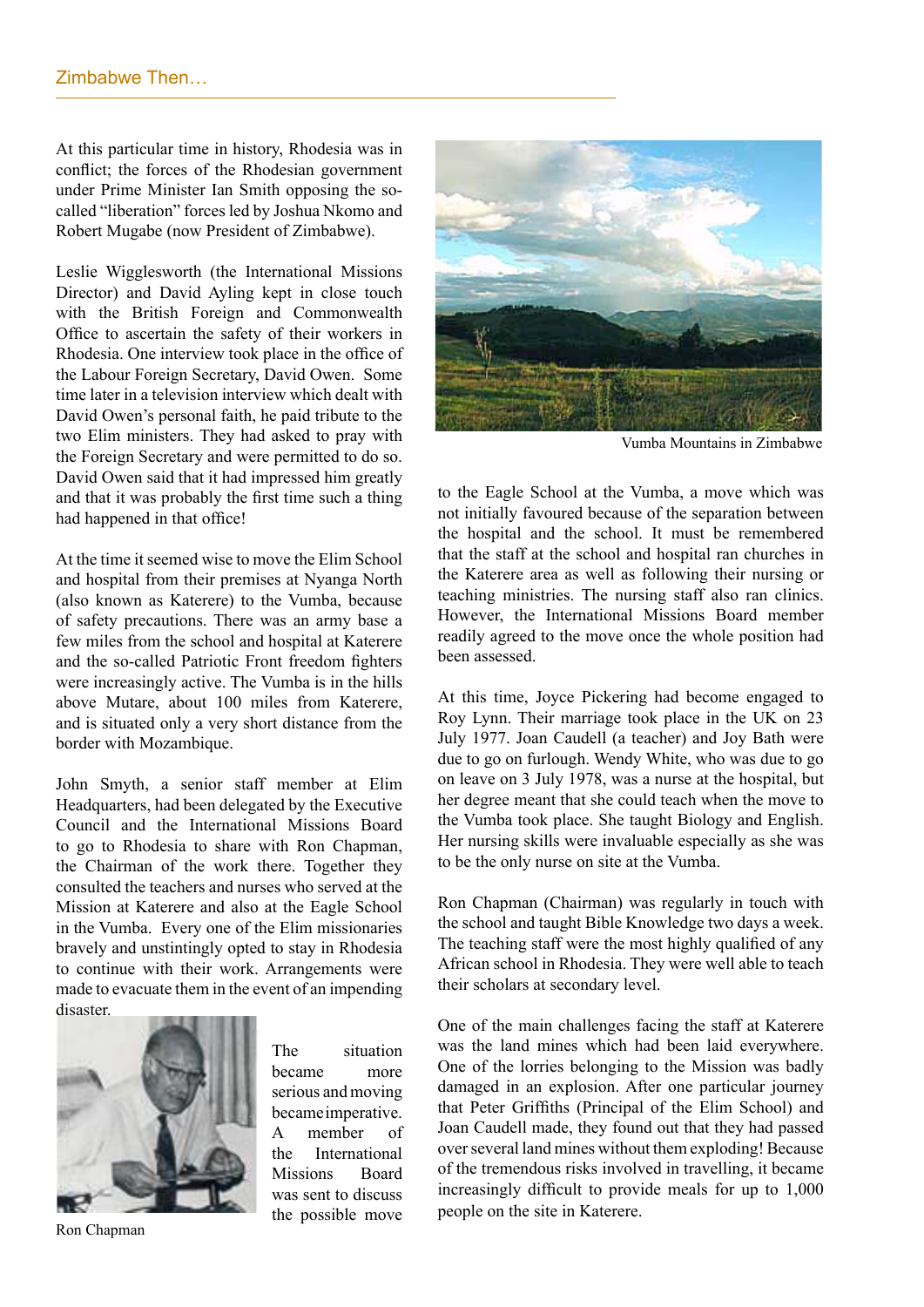## Zimbabwe Then…

At this particular time in history, Rhodesia was in conflict; the forces of the Rhodesian government under Prime Minister Ian Smith opposing the so-called "liberation" forces led by Joshua Nkomo and Robert Mugabe (now President of Zimbabwe).

Leslie Wigglesworth (the International Missions Director) and David Ayling kept in close touch with the British Foreign and Commonwealth Office to ascertain the safety of their workers in Rhodesia. One interview took place in the office of the Labour Foreign Secretary, David Owen. Some time later in a television interview which dealt with David Owen's personal faith, he paid tribute to the two Elim ministers. They had asked to pray with the Foreign Secretary and were permitted to do so. David Owen said that it had impressed him greatly and that it was probably the first time such a thing had happened in that office!

At the time it seemed wise to move the Elim School and hospital from their premises at Nyanga North (also known as Katerere) to the Vumba, because of safety precautions. There was an army base a few miles from the school and hospital at Katerere and the so-called Patriotic Front freedom fighters were increasingly active. The Vumba is in the hills above Mutare, about 100 miles from Katerere, and is situated only a very short distance from the border with Mozambique.

John Smyth, a senior staff member at Elim Headquarters, had been delegated by the Executive Council and the International Missions Board to go to Rhodesia to share with Ron Chapman, the Chairman of the work there. Together they consulted the teachers and nurses who served at the Mission at Katerere and also at the Eagle School in the Vumba. Every one of the Elim missionaries bravely and unstintingly opted to stay in Rhodesia to continue with their work. Arrangements were made to evacuate them in the event of an impending disaster.

Ron Chapman

The situation became more serious and moving became imperative. A member of the International Missions Board was sent to discuss the possible move to the Eagle School at the Vumba, a move which was not initially favoured because of the separation between the hospital and the school. It must be remembered that the staff at the school and hospital ran churches in the Katerere area as well as following their nursing or teaching ministries. The nursing staff also ran clinics. However, the International Missions Board member readily agreed to the move once the whole position had been assessed.

Vumba Mountains in Zimbabwe

At this time, Joyce Pickering had become engaged to Roy Lynn. Their marriage took place in the UK on 23 July 1977. Joan Caudell (a teacher) and Joy Bath were due to go on furlough. Wendy White, who was due to go on leave on 3 July 1978, was a nurse at the hospital, but her degree meant that she could teach when the move to the Vumba took place. She taught Biology and English. Her nursing skills were invaluable especially as she was to be the only nurse on site at the Vumba.

Ron Chapman (Chairman) was regularly in touch with the school and taught Bible Knowledge two days a week. The teaching staff were the most highly qualified of any African school in Rhodesia. They were well able to teach their scholars at secondary level.

One of the main challenges facing the staff at Katerere was the land mines which had been laid everywhere. One of the lorries belonging to the Mission was badly damaged in an explosion. After one particular journey that Peter Griffiths (Principal of the Elim School) and Joan Caudell made, they found out that they had passed over several land mines without them exploding! Because of the tremendous risks involved in travelling, it became increasingly difficult to provide meals for up to 1,000 people on the site in Katerere.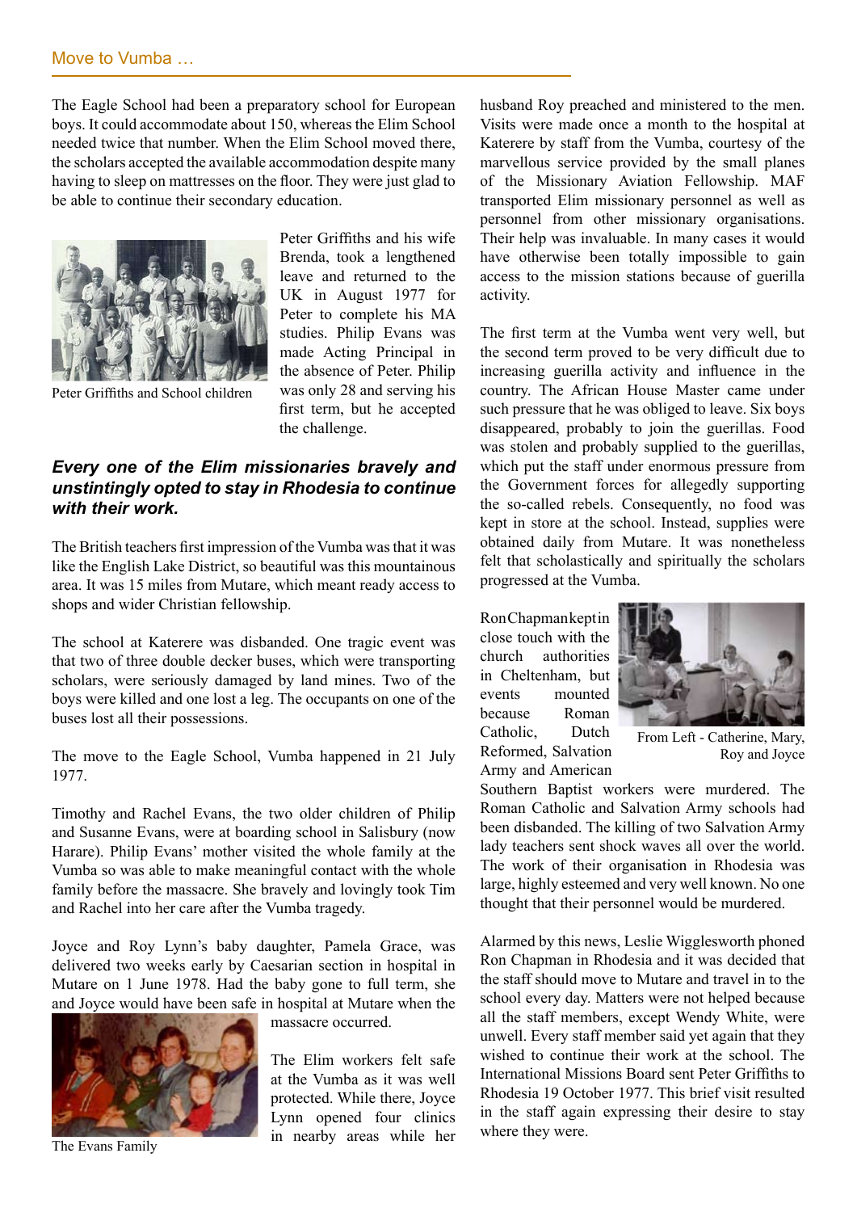## Move to Vumba …

The Eagle School had been a preparatory school for European boys. It could accommodate about 150, whereas the Elim School needed twice that number. When the Elim School moved there, the scholars accepted the available accommodation despite many having to sleep on mattresses on the floor. They were just glad to be able to continue their secondary education.

Peter Griffiths and School children

Peter Griffiths and his wife Brenda, took a lengthened leave and returned to the UK in August 1977 for Peter to complete his MA studies. Philip Evans was made Acting Principal in the absence of Peter. Philip was only 28 and serving his first term, but he accepted the challenge.

***Every one of the Elim missionaries bravely and unstintingly opted to stay in Rhodesia to continue with their work.***

The British teachers first impression of the Vumba was that it was like the English Lake District, so beautiful was this mountainous area. It was 15 miles from Mutare, which meant ready access to shops and wider Christian fellowship.

The school at Katerere was disbanded. One tragic event was that two of three double decker buses, which were transporting scholars, were seriously damaged by land mines. Two of the boys were killed and one lost a leg. The occupants on one of the buses lost all their possessions.

The move to the Eagle School, Vumba happened in 21 July 1977.

Timothy and Rachel Evans, the two older children of Philip and Susanne Evans, were at boarding school in Salisbury (now Harare). Philip Evans' mother visited the whole family at the Vumba so was able to make meaningful contact with the whole family before the massacre. She bravely and lovingly took Tim and Rachel into her care after the Vumba tragedy.

Joyce and Roy Lynn's baby daughter, Pamela Grace, was delivered two weeks early by Caesarian section in hospital in Mutare on 1 June 1978. Had the baby gone to full term, she and Joyce would have been safe in hospital at Mutare when the massacre occurred.

The Evans Family

The Elim workers felt safe at the Vumba as it was well protected. While there, Joyce Lynn opened four clinics in nearby areas while her husband Roy preached and ministered to the men. Visits were made once a month to the hospital at Katerere by staff from the Vumba, courtesy of the marvellous service provided by the small planes of the Missionary Aviation Fellowship. MAF transported Elim missionary personnel as well as personnel from other missionary organisations. Their help was invaluable. In many cases it would have otherwise been totally impossible to gain access to the mission stations because of guerilla activity.

The first term at the Vumba went very well, but the second term proved to be very difficult due to increasing guerilla activity and influence in the country. The African House Master came under such pressure that he was obliged to leave. Six boys disappeared, probably to join the guerillas. Food was stolen and probably supplied to the guerillas, which put the staff under enormous pressure from the Government forces for allegedly supporting the so-called rebels. Consequently, no food was kept in store at the school. Instead, supplies were obtained daily from Mutare. It was nonetheless felt that scholastically and spiritually the scholars progressed at the Vumba.

From Left - Catherine, Mary, Roy and Joyce

Ron Chapman kept in close touch with the church authorities in Cheltenham, but events mounted because Roman Catholic, Dutch Reformed, Salvation Army and American Southern Baptist workers were murdered. The Roman Catholic and Salvation Army schools had been disbanded. The killing of two Salvation Army lady teachers sent shock waves all over the world. The work of their organisation in Rhodesia was large, highly esteemed and very well known. No one thought that their personnel would be murdered.

Alarmed by this news, Leslie Wigglesworth phoned Ron Chapman in Rhodesia and it was decided that the staff should move to Mutare and travel in to the school every day. Matters were not helped because all the staff members, except Wendy White, were unwell. Every staff member said yet again that they wished to continue their work at the school. The International Missions Board sent Peter Griffiths to Rhodesia 19 October 1977. This brief visit resulted in the staff again expressing their desire to stay where they were.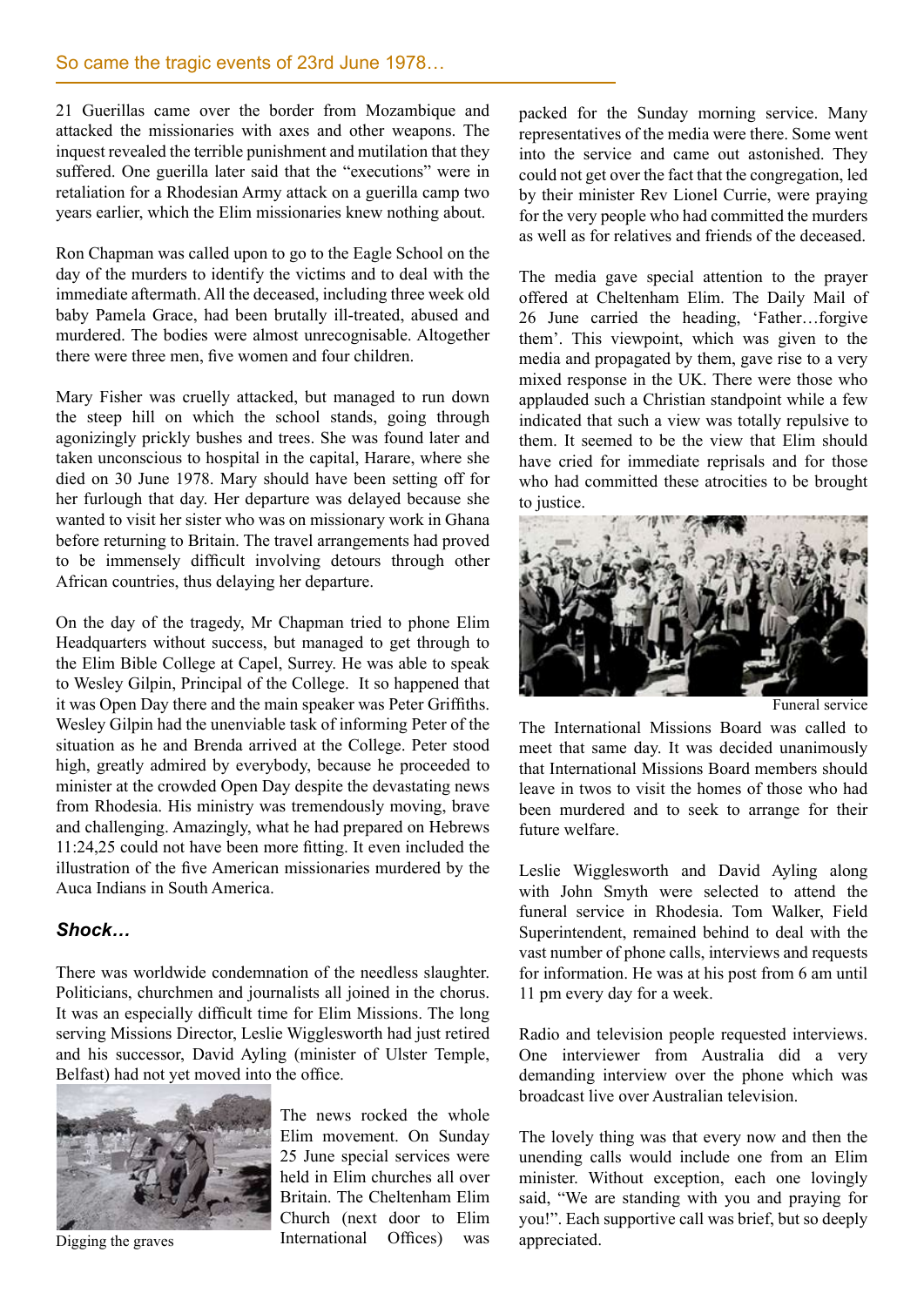## So came the tragic events of 23rd June 1978…

21 Guerillas came over the border from Mozambique and attacked the missionaries with axes and other weapons. The inquest revealed the terrible punishment and mutilation that they suffered. One guerilla later said that the "executions" were in retaliation for a Rhodesian Army attack on a guerilla camp two years earlier, which the Elim missionaries knew nothing about.

Ron Chapman was called upon to go to the Eagle School on the day of the murders to identify the victims and to deal with the immediate aftermath. All the deceased, including three week old baby Pamela Grace, had been brutally ill-treated, abused and murdered. The bodies were almost unrecognisable. Altogether there were three men, five women and four children.

Mary Fisher was cruelly attacked, but managed to run down the steep hill on which the school stands, going through agonizingly prickly bushes and trees. She was found later and taken unconscious to hospital in the capital, Harare, where she died on 30 June 1978. Mary should have been setting off for her furlough that day. Her departure was delayed because she wanted to visit her sister who was on missionary work in Ghana before returning to Britain. The travel arrangements had proved to be immensely difficult involving detours through other African countries, thus delaying her departure.

On the day of the tragedy, Mr Chapman tried to phone Elim Headquarters without success, but managed to get through to the Elim Bible College at Capel, Surrey. He was able to speak to Wesley Gilpin, Principal of the College. It so happened that it was Open Day there and the main speaker was Peter Griffiths. Wesley Gilpin had the unenviable task of informing Peter of the situation as he and Brenda arrived at the College. Peter stood high, greatly admired by everybody, because he proceeded to minister at the crowded Open Day despite the devastating news from Rhodesia. His ministry was tremendously moving, brave and challenging. Amazingly, what he had prepared on Hebrews 11:24,25 could not have been more fitting. It even included the illustration of the five American missionaries murdered by the Auca Indians in South America.

### *Shock…*

There was worldwide condemnation of the needless slaughter. Politicians, churchmen and journalists all joined in the chorus. It was an especially difficult time for Elim Missions. The long serving Missions Director, Leslie Wigglesworth had just retired and his successor, David Ayling (minister of Ulster Temple, Belfast) had not yet moved into the office.

Digging the graves

The news rocked the whole Elim movement. On Sunday 25 June special services were held in Elim churches all over Britain. The Cheltenham Elim Church (next door to Elim International Offices) was packed for the Sunday morning service. Many representatives of the media were there. Some went into the service and came out astonished. They could not get over the fact that the congregation, led by their minister Rev Lionel Currie, were praying for the very people who had committed the murders as well as for relatives and friends of the deceased.

The media gave special attention to the prayer offered at Cheltenham Elim. The Daily Mail of 26 June carried the heading, 'Father…forgive them'. This viewpoint, which was given to the media and propagated by them, gave rise to a very mixed response in the UK. There were those who applauded such a Christian standpoint while a few indicated that such a view was totally repulsive to them. It seemed to be the view that Elim should have cried for immediate reprisals and for those who had committed these atrocities to be brought to justice.

Funeral service

The International Missions Board was called to meet that same day. It was decided unanimously that International Missions Board members should leave in twos to visit the homes of those who had been murdered and to seek to arrange for their future welfare.

Leslie Wigglesworth and David Ayling along with John Smyth were selected to attend the funeral service in Rhodesia. Tom Walker, Field Superintendent, remained behind to deal with the vast number of phone calls, interviews and requests for information. He was at his post from 6 am until 11 pm every day for a week.

Radio and television people requested interviews. One interviewer from Australia did a very demanding interview over the phone which was broadcast live over Australian television.

The lovely thing was that every now and then the unending calls would include one from an Elim minister. Without exception, each one lovingly said, "We are standing with you and praying for you!". Each supportive call was brief, but so deeply appreciated.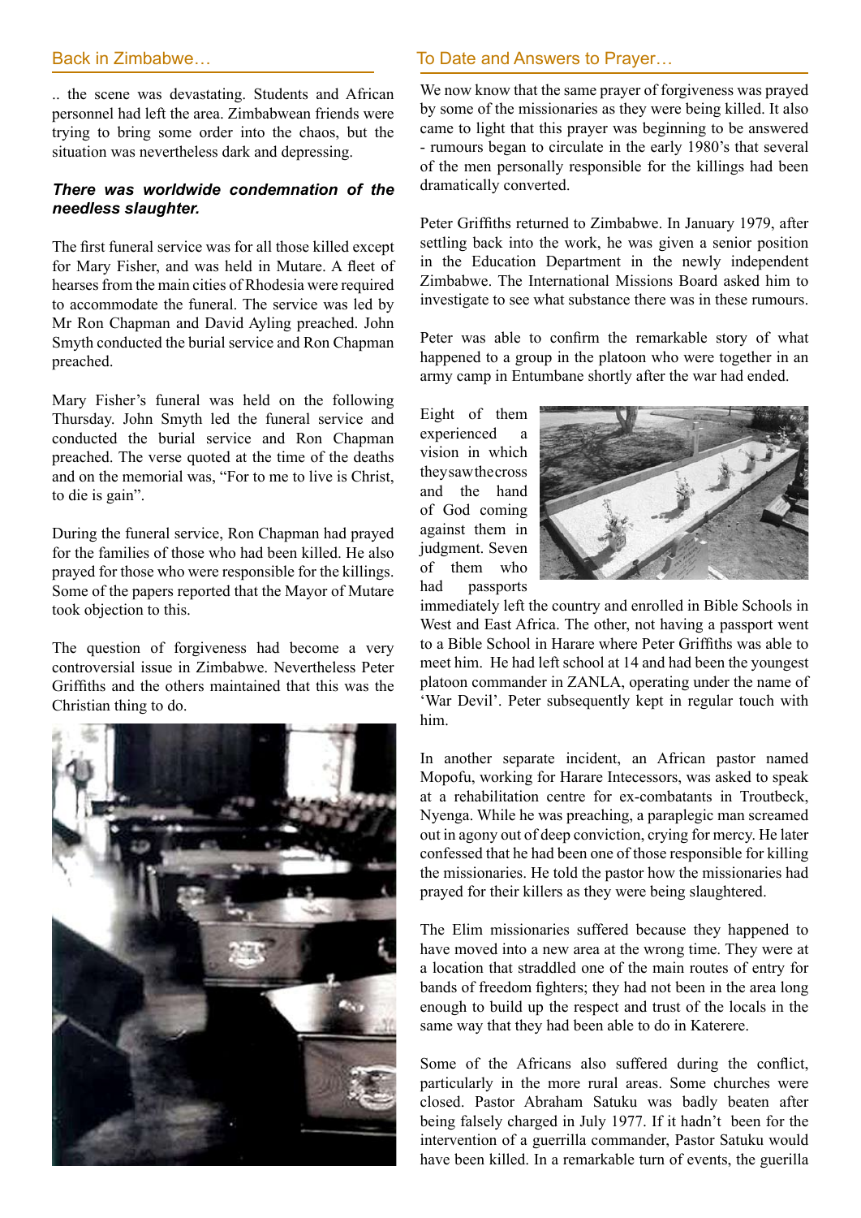## Back in Zimbabwe…

.. the scene was devastating. Students and African personnel had left the area. Zimbabwean friends were trying to bring some order into the chaos, but the situation was nevertheless dark and depressing.

***There was worldwide condemnation of the needless slaughter.***

The first funeral service was for all those killed except for Mary Fisher, and was held in Mutare. A fleet of hearses from the main cities of Rhodesia were required to accommodate the funeral. The service was led by Mr Ron Chapman and David Ayling preached. John Smyth conducted the burial service and Ron Chapman preached.

Mary Fisher's funeral was held on the following Thursday. John Smyth led the funeral service and conducted the burial service and Ron Chapman preached. The verse quoted at the time of the deaths and on the memorial was, "For to me to live is Christ, to die is gain".

During the funeral service, Ron Chapman had prayed for the families of those who had been killed. He also prayed for those who were responsible for the killings. Some of the papers reported that the Mayor of Mutare took objection to this.

The question of forgiveness had become a very controversial issue in Zimbabwe. Nevertheless Peter Griffiths and the others maintained that this was the Christian thing to do.

## To Date and Answers to Prayer…

We now know that the same prayer of forgiveness was prayed by some of the missionaries as they were being killed. It also came to light that this prayer was beginning to be answered - rumours began to circulate in the early 1980's that several of the men personally responsible for the killings had been dramatically converted.

Peter Griffiths returned to Zimbabwe. In January 1979, after settling back into the work, he was given a senior position in the Education Department in the newly independent Zimbabwe. The International Missions Board asked him to investigate to see what substance there was in these rumours.

Peter was able to confirm the remarkable story of what happened to a group in the platoon who were together in an army camp in Entumbane shortly after the war had ended.

Eight of them experienced a vision in which they saw the cross and the hand of God coming against them in judgment. Seven of them who had passports immediately left the country and enrolled in Bible Schools in West and East Africa. The other, not having a passport went to a Bible School in Harare where Peter Griffiths was able to meet him. He had left school at 14 and had been the youngest platoon commander in ZANLA, operating under the name of 'War Devil'. Peter subsequently kept in regular touch with him.

In another separate incident, an African pastor named Mopofu, working for Harare Intecessors, was asked to speak at a rehabilitation centre for ex-combatants in Troutbeck, Nyenga. While he was preaching, a paraplegic man screamed out in agony out of deep conviction, crying for mercy. He later confessed that he had been one of those responsible for killing the missionaries. He told the pastor how the missionaries had prayed for their killers as they were being slaughtered.

The Elim missionaries suffered because they happened to have moved into a new area at the wrong time. They were at a location that straddled one of the main routes of entry for bands of freedom fighters; they had not been in the area long enough to build up the respect and trust of the locals in the same way that they had been able to do in Katerere.

Some of the Africans also suffered during the conflict, particularly in the more rural areas. Some churches were closed. Pastor Abraham Satuku was badly beaten after being falsely charged in July 1977. If it hadn't been for the intervention of a guerrilla commander, Pastor Satuku would have been killed. In a remarkable turn of events, the guerilla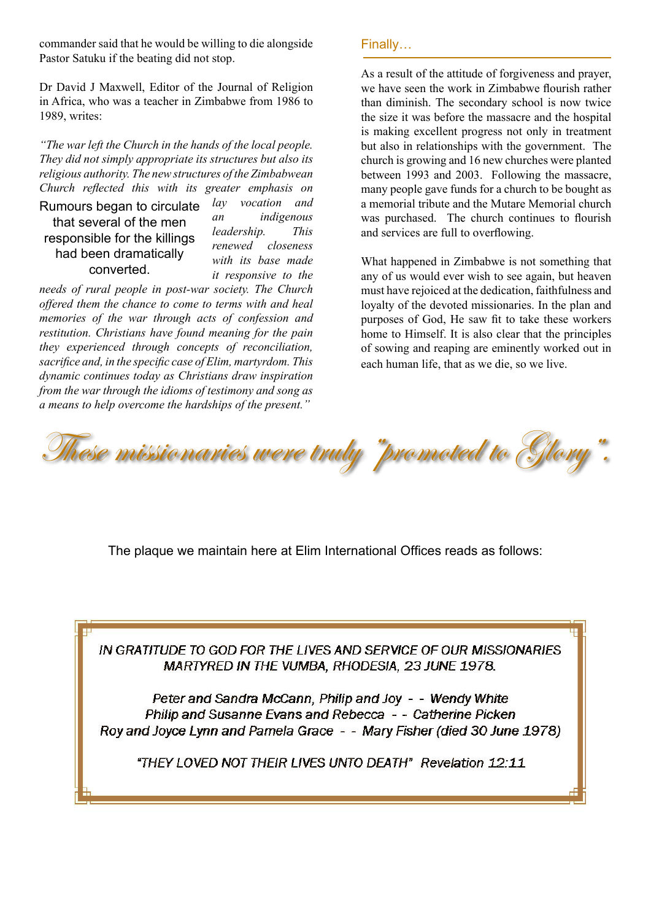commander said that he would be willing to die alongside Pastor Satuku if the beating did not stop.

Dr David J Maxwell, Editor of the Journal of Religion in Africa, who was a teacher in Zimbabwe from 1986 to 1989, writes:

*"The war left the Church in the hands of the local people. They did not simply appropriate its structures but also its religious authority. The new structures of the Zimbabwean Church reflected this with its greater emphasis on lay vocation and an indigenous leadership. This renewed closeness with its base made it responsive to the needs of rural people in post-war society. The Church offered them the chance to come to terms with and heal memories of the war through acts of confession and restitution. Christians have found meaning for the pain they experienced through concepts of reconciliation, sacrifice and, in the specific case of Elim, martyrdom. This dynamic continues today as Christians draw inspiration from the war through the idioms of testimony and song as a means to help overcome the hardships of the present."*

> Rumours began to circulate that several of the men responsible for the killings had been dramatically converted.

## Finally…

As a result of the attitude of forgiveness and prayer, we have seen the work in Zimbabwe flourish rather than diminish. The secondary school is now twice the size it was before the massacre and the hospital is making excellent progress not only in treatment but also in relationships with the government. The church is growing and 16 new churches were planted between 1993 and 2003. Following the massacre, many people gave funds for a church to be bought as a memorial tribute and the Mutare Memorial church was purchased. The church continues to flourish and services are full to overflowing.

What happened in Zimbabwe is not something that any of us would ever wish to see again, but heaven must have rejoiced at the dedication, faithfulness and loyalty of the devoted missionaries. In the plan and purposes of God, He saw fit to take these workers home to Himself. It is also clear that the principles of sowing and reaping are eminently worked out in each human life, that as we die, so we live.

*These missionaries were truly "promoted to Glory".*

The plaque we maintain here at Elim International Offices reads as follows:

*IN GRATITUDE TO GOD FOR THE LIVES AND SERVICE OF OUR MISSIONARIES MARTYRED IN THE VUMBA, RHODESIA, 23 JUNE 1978.*

*Peter and Sandra McCann, Philip and Joy - - Wendy White*
*Philip and Susanne Evans and Rebecca - - Catherine Picken*
*Roy and Joyce Lynn and Pamela Grace - - Mary Fisher (died 30 June 1978)*

*"THEY LOVED NOT THEIR LIVES UNTO DEATH" Revelation 12:11*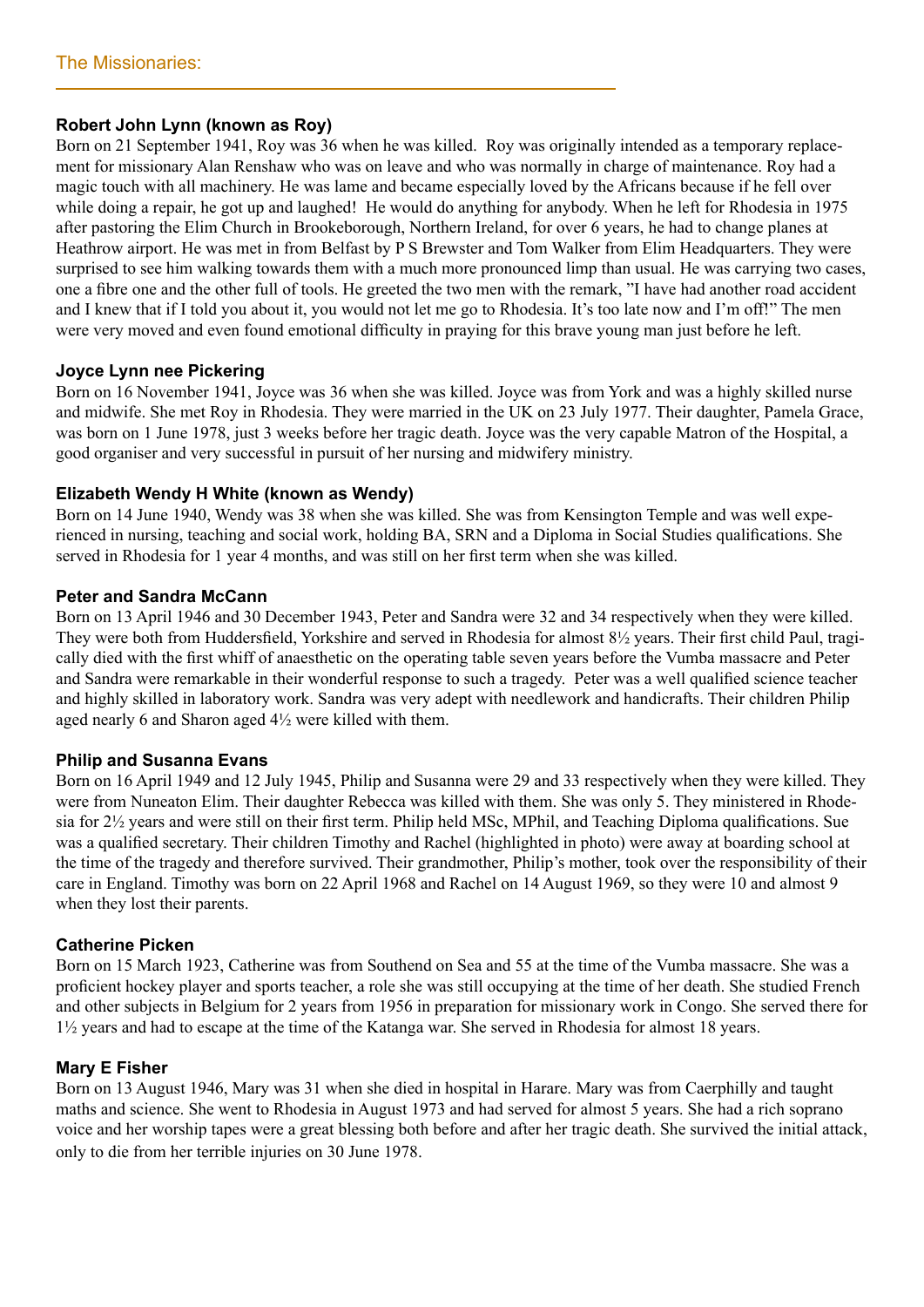## The Missionaries:

### Robert John Lynn (known as Roy)

Born on 21 September 1941, Roy was 36 when he was killed. Roy was originally intended as a temporary replacement for missionary Alan Renshaw who was on leave and who was normally in charge of maintenance. Roy had a magic touch with all machinery. He was lame and became especially loved by the Africans because if he fell over while doing a repair, he got up and laughed! He would do anything for anybody. When he left for Rhodesia in 1975 after pastoring the Elim Church in Brookeborough, Northern Ireland, for over 6 years, he had to change planes at Heathrow airport. He was met in from Belfast by P S Brewster and Tom Walker from Elim Headquarters. They were surprised to see him walking towards them with a much more pronounced limp than usual. He was carrying two cases, one a fibre one and the other full of tools. He greeted the two men with the remark, "I have had another road accident and I knew that if I told you about it, you would not let me go to Rhodesia. It's too late now and I'm off!" The men were very moved and even found emotional difficulty in praying for this brave young man just before he left.

### Joyce Lynn nee Pickering

Born on 16 November 1941, Joyce was 36 when she was killed. Joyce was from York and was a highly skilled nurse and midwife. She met Roy in Rhodesia. They were married in the UK on 23 July 1977. Their daughter, Pamela Grace, was born on 1 June 1978, just 3 weeks before her tragic death. Joyce was the very capable Matron of the Hospital, a good organiser and very successful in pursuit of her nursing and midwifery ministry.

### Elizabeth Wendy H White (known as Wendy)

Born on 14 June 1940, Wendy was 38 when she was killed. She was from Kensington Temple and was well experienced in nursing, teaching and social work, holding BA, SRN and a Diploma in Social Studies qualifications. She served in Rhodesia for 1 year 4 months, and was still on her first term when she was killed.

### Peter and Sandra McCann

Born on 13 April 1946 and 30 December 1943, Peter and Sandra were 32 and 34 respectively when they were killed. They were both from Huddersfield, Yorkshire and served in Rhodesia for almost 8½ years. Their first child Paul, tragically died with the first whiff of anaesthetic on the operating table seven years before the Vumba massacre and Peter and Sandra were remarkable in their wonderful response to such a tragedy. Peter was a well qualified science teacher and highly skilled in laboratory work. Sandra was very adept with needlework and handicrafts. Their children Philip aged nearly 6 and Sharon aged 4½ were killed with them.

### Philip and Susanna Evans

Born on 16 April 1949 and 12 July 1945, Philip and Susanna were 29 and 33 respectively when they were killed. They were from Nuneaton Elim. Their daughter Rebecca was killed with them. She was only 5. They ministered in Rhodesia for 2½ years and were still on their first term. Philip held MSc, MPhil, and Teaching Diploma qualifications. Sue was a qualified secretary. Their children Timothy and Rachel (highlighted in photo) were away at boarding school at the time of the tragedy and therefore survived. Their grandmother, Philip's mother, took over the responsibility of their care in England. Timothy was born on 22 April 1968 and Rachel on 14 August 1969, so they were 10 and almost 9 when they lost their parents.

### Catherine Picken

Born on 15 March 1923, Catherine was from Southend on Sea and 55 at the time of the Vumba massacre. She was a proficient hockey player and sports teacher, a role she was still occupying at the time of her death. She studied French and other subjects in Belgium for 2 years from 1956 in preparation for missionary work in Congo. She served there for 1½ years and had to escape at the time of the Katanga war. She served in Rhodesia for almost 18 years.

### Mary E Fisher

Born on 13 August 1946, Mary was 31 when she died in hospital in Harare. Mary was from Caerphilly and taught maths and science. She went to Rhodesia in August 1973 and had served for almost 5 years. She had a rich soprano voice and her worship tapes were a great blessing both before and after her tragic death. She survived the initial attack, only to die from her terrible injuries on 30 June 1978.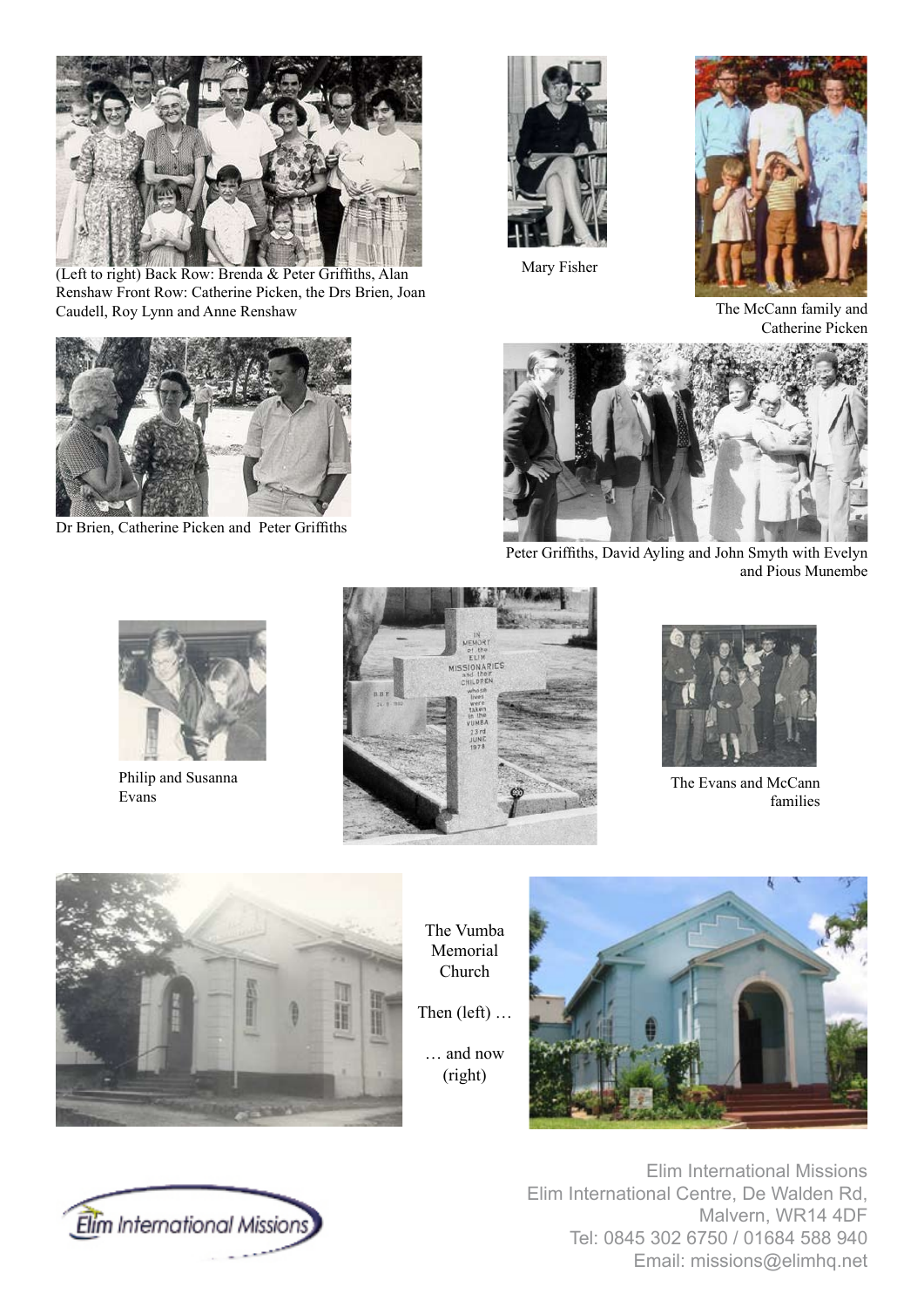(Left to right) Back Row: Brenda & Peter Griffiths, Alan Renshaw Front Row: Catherine Picken, the Drs Brien, Joan Caudell, Roy Lynn and Anne Renshaw

Mary Fisher

The McCann family and Catherine Picken

Dr Brien, Catherine Picken and Peter Griffiths

Peter Griffiths, David Ayling and John Smyth with Evelyn and Pious Munembe

Philip and Susanna Evans

The Evans and McCann families

The Vumba Memorial Church

Then (left) …

… and now (right)

Elim International Missions
Elim International Centre, De Walden Rd, Malvern, WR14 4DF
Tel: 0845 302 6750 / 01684 588 940
Email: missions@elimhq.net